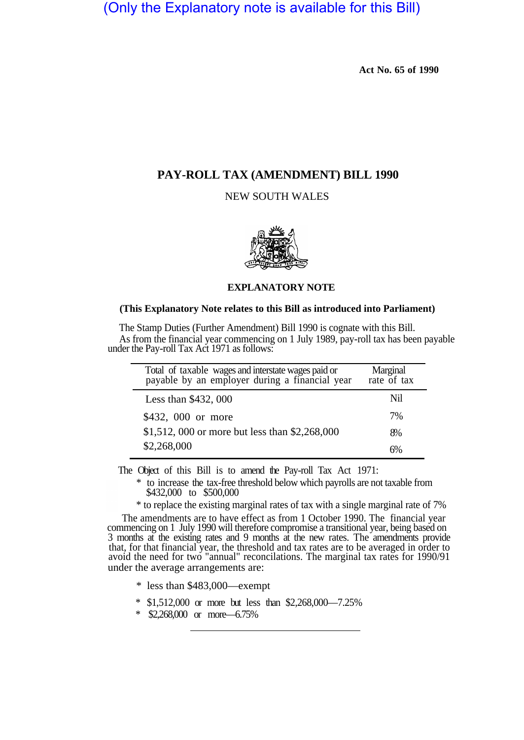(Only the Explanatory note is available for this Bill)

**Act No. 65 of 1990**

# PAY-ROLL TAX (AMENDMENT) BILL 1990

NEW SOUTH WALES

## EXPLANATORY NOTE

**(This Explanatory Note relates to this Bill as introduced into Parliament)**

The Stamp Duties (Further Amendment) Bill 1990 is cognate with this Bill.

As from the financial year commencing on 1 July 1989, pay-roll tax has been payable under the Pay-roll Tax Act 1971 as follows:

| Total of taxable wages and interstate wages paid or payable by an employer during a financial year | Marginal rate of tax |
|---|---|
| Less than $432, 000 | Nil |
| $432, 000 or more | 7% |
| $1,512, 000 or more but less than $2,268,000 | 8% |
| $2,268,000 | 6% |

The Object of this Bill is to amend the Pay-roll Tax Act 1971:

* to increase the tax-free threshold below which payrolls are not taxable from $432,000 to $500,000
* to replace the existing marginal rates of tax with a single marginal rate of 7%

The amendments are to have effect as from 1 October 1990. The financial year commencing on 1 July 1990 will therefore compromise a transitional year, being based on 3 months at the existing rates and 9 months at the new rates. The amendments provide that, for that financial year, the threshold and tax rates are to be averaged in order to avoid the need for two "annual" reconciliations. The marginal tax rates for 1990/91 under the average arrangements are:

* less than $483,000—exempt
* $1,512,000 or more but less than $2,268,000—7.25%
* $2,268,000 or more—6.75%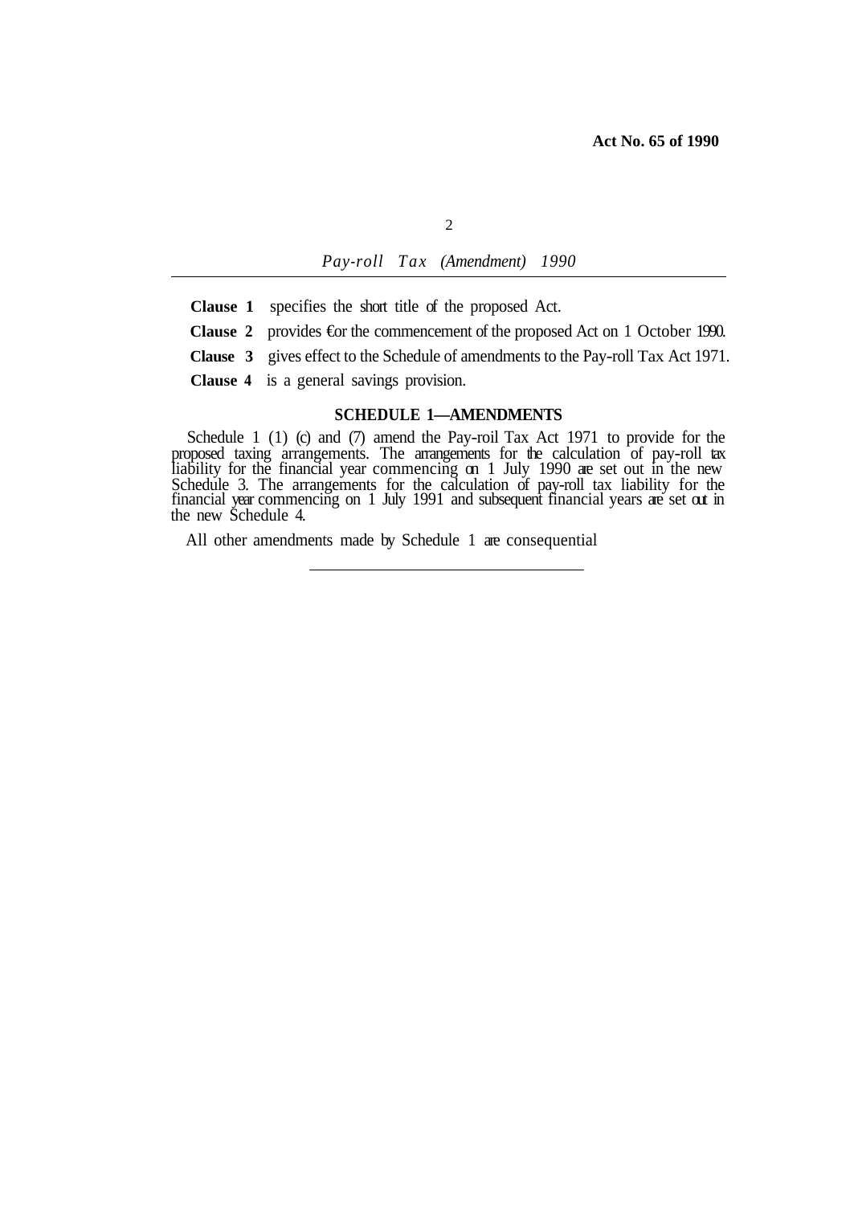**Clause 1** specifies the short title of the proposed Act.

**Clause 2** provides €or the commencement of the proposed Act on 1 October 1990.

**Clause 3** gives effect to the Schedule of amendments to the Pay-roll Tax Act 1971.

**Clause 4** is a general savings provision.

## SCHEDULE 1—AMENDMENTS

Schedule 1 (1) (c) and (7) amend the Pay-roil Tax Act 1971 to provide for the proposed taxing arrangements. The arrangements for the calculation of pay-roll tax liability for the financial year commencing on 1 July 1990 are set out in the new Schedule 3. The arrangements for the calculation of pay-roll tax liability for the financial year commencing on 1 July 1991 and subsequent financial years are set out in the new Schedule 4.

All other amendments made by Schedule 1 are consequential